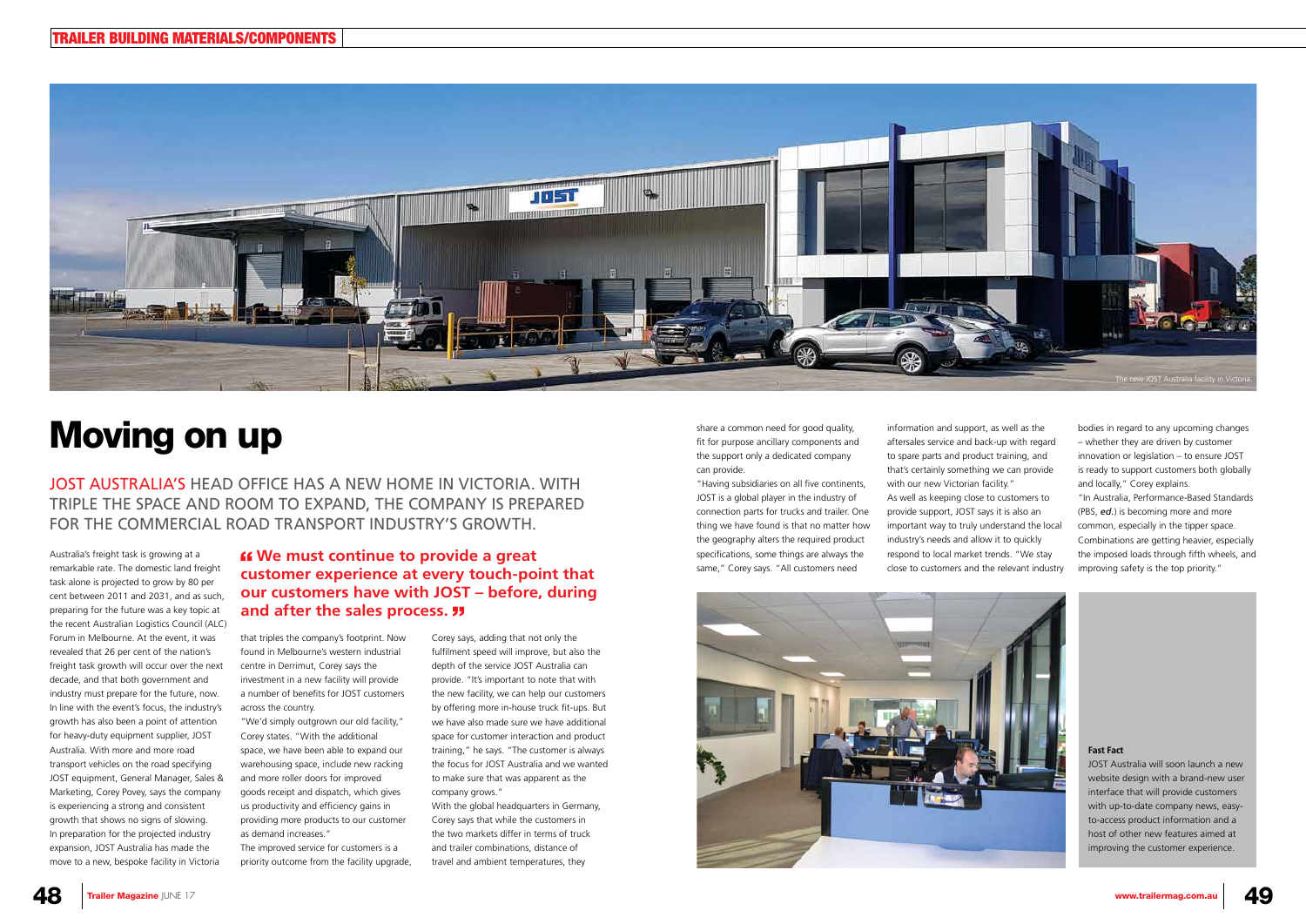# Moving on up

JOST AUSTRALIA'S HEAD OFFICE HAS A NEW HOME IN VICTORIA. WITH TRIPLE THE SPACE AND ROOM TO EXPAND, THE COMPANY IS PREPARED FOR THE COMMERCIAL ROAD TRANSPORT INDUSTRY'S GROWTH.

The new JOST Australia facility in Victoria.

Australia's freight task is growing at a remarkable rate. The domestic land freight task alone is projected to grow by 80 per cent between 2011 and 2031, and as such, preparing for the future was a key topic at the recent Australian Logistics Council (ALC) Forum in Melbourne. At the event, it was revealed that 26 per cent of the nation's freight task growth will occur over the next decade, and that both government and industry must prepare for the future, now.

In line with the event's focus, the industry's growth has also been a point of attention for heavy-duty equipment supplier, JOST Australia. With more and more road transport vehicles on the road specifying JOST equipment, General Manager, Sales & Marketing, Corey Povey, says the company is experiencing a strong and consistent growth that shows no signs of slowing.

In preparation for the projected industry expansion, JOST Australia has made the move to a new, bespoke facility in Victoria that triples the company's footprint. Now found in Melbourne's western industrial centre in Derrimut, Corey says the investment in a new facility will provide a number of benefits for JOST customers across the country.

> **"We must continue to provide a great customer experience at every touch-point that our customers have with JOST – before, during and after the sales process."**

"We'd simply outgrown our old facility," Corey states. "With the additional space, we have been able to expand our warehousing space, include new racking and more roller doors for improved goods receipt and dispatch, which gives us productivity and efficiency gains in providing more products to our customer as demand increases."

The improved service for customers is a priority outcome from the facility upgrade, Corey says, adding that not only the fulfilment speed will improve, but also the depth of the service JOST Australia can provide. "It's important to note that with the new facility, we can help our customers by offering more in-house truck fit-ups. But we have also made sure we have additional space for customer interaction and product training," he says. "The customer is always the focus for JOST Australia and we wanted to make sure that was apparent as the company grows."

With the global headquarters in Germany, Corey says that while the customers in the two markets differ in terms of truck and trailer combinations, distance of travel and ambient temperatures, they share a common need for good quality, fit for purpose ancillary components and the support only a dedicated company can provide.

"Having subsidiaries on all five continents, JOST is a global player in the industry of connection parts for trucks and trailer. One thing we have found is that no matter how the geography alters the required product specifications, some things are always the same," Corey says. "All customers need information and support, as well as the aftersales service and back-up with regard to spare parts and product training, and that's certainly something we can provide with our new Victorian facility."

As well as keeping close to customers to provide support, JOST says it is also an important way to truly understand the local industry's needs and allow it to quickly respond to local market trends. "We stay close to customers and the relevant industry bodies in regard to any upcoming changes – whether they are driven by customer innovation or legislation – to ensure JOST is ready to support customers both globally and locally," Corey explains.

"In Australia, Performance-Based Standards (PBS, *ed.*) is becoming more and more common, especially in the tipper space. Combinations are getting heavier, especially the imposed loads through fifth wheels, and improving safety is the top priority."

**Fast Fact**

JOST Australia will soon launch a new website design with a brand-new user interface that will provide customers with up-to-date company news, easy-to-access product information and a host of other new features aimed at improving the customer experience.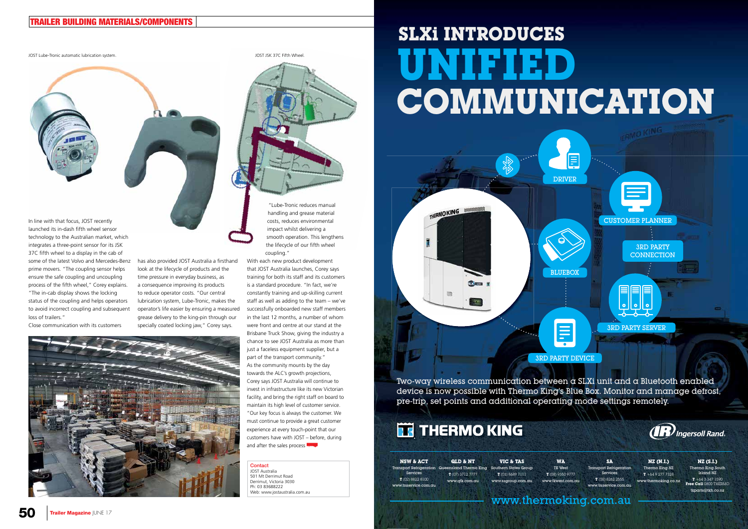## TRAILER BUILDING MATERIALS/COMPONENTS

JOST Lube-Tronic automatic lubrication system.

JOST JSK 37C Fifth Wheel.

In line with that focus, JOST recently launched its in-dash fifth wheel sensor technology to the Australian market, which integrates a three-point sensor for its JSK 37C fifth wheel to a display in the cab of some of the latest Volvo and Mercedes-Benz prime movers. "The coupling sensor helps ensure the safe coupling and uncoupling process of the fifth wheel," Corey explains. "The in-cab display shows the locking status of the coupling and helps operators to avoid incorrect coupling and subsequent loss of trailers."

Close communication with its customers has also provided JOST Australia a firsthand look at the lifecycle of products and the time pressure in everyday business, as a consequence improving its products to reduce operator costs. "Our central lubrication system, Lube-Tronic, makes the operator's life easier by ensuring a measured grease delivery to the king-pin through our specially coated locking jaw," Corey says.

"Lube-Tronic reduces manual handling and grease material costs, reduces environmental impact whilst delivering a smooth operation. This lengthens the lifecycle of our fifth wheel coupling."

With each new product development that JOST Australia launches, Corey says training for both its staff and its customers is a standard procedure. "In fact, we're constantly training and up-skilling current staff as well as adding to the team – we've successfully onboarded new staff members in the last 12 months, a number of whom were front and centre at our stand at the Brisbane Truck Show, giving the industry a chance to see JOST Australia as more than just a faceless equipment supplier, but a part of the transport community."

As the community mounts by the day towards the ALC's growth projections, Corey says JOST Australia will continue to invest in infrastructure like its new Victorian facility, and bring the right staff on board to maintain its high level of customer service. "Our key focus is always the customer. We must continue to provide a great customer experience at every touch-point that our customers have with JOST – before, during and after the sales process"

**Contact**
JOST Australia
501 Mt Derrimut Road
Derrimut, Victoria 3030
Ph: 03 83688222
Web: www.jostaustralia.com.au

# SLXi INTRODUCES UNIFIED COMMUNICATION

DRIVER
CUSTOMER PLANNER
3RD PARTY CONNECTION
BLUEBOX
3RD PARTY SERVER
3RD PARTY DEVICE

Two-way wireless communication between a SLXi unit and a Bluetooth enabled device is now possible with Thermo King's Blue Box. Monitor and manage defrost, pre-trip, set points and additional operating mode settings remotely.

THERMO KING

Ingersoll Rand.

| NSW & ACT | QLD & NT | VIC & TAS | WA | SA | NZ (N.I.) | NZ (S.I.) |
|---|---|---|---|---|---|---|
| Transport Refrigeration Services | Queensland Thermo King | Southern States Group | TK West | Transport Refrigeration Services | Thermo King NZ | Thermo King South Island NZ |
| T (02) 8822 8100 | T (07) 3712 7777 | T (03) 8689 7111 | T (08) 9350 9777 | T (08) 8262 2555 | T +64 9 277 7328 | T +64 3 347 1590 Free Call 0800 THERMO |
| www.trsservice.com.au | www.qtk.com.au | www.ssgroup.com.au | www.tkwest.com.au | www.trsservice.com.au | www.thermoking.co.nz | tkparts@tkh.co.nz |

www.thermoking.com.au